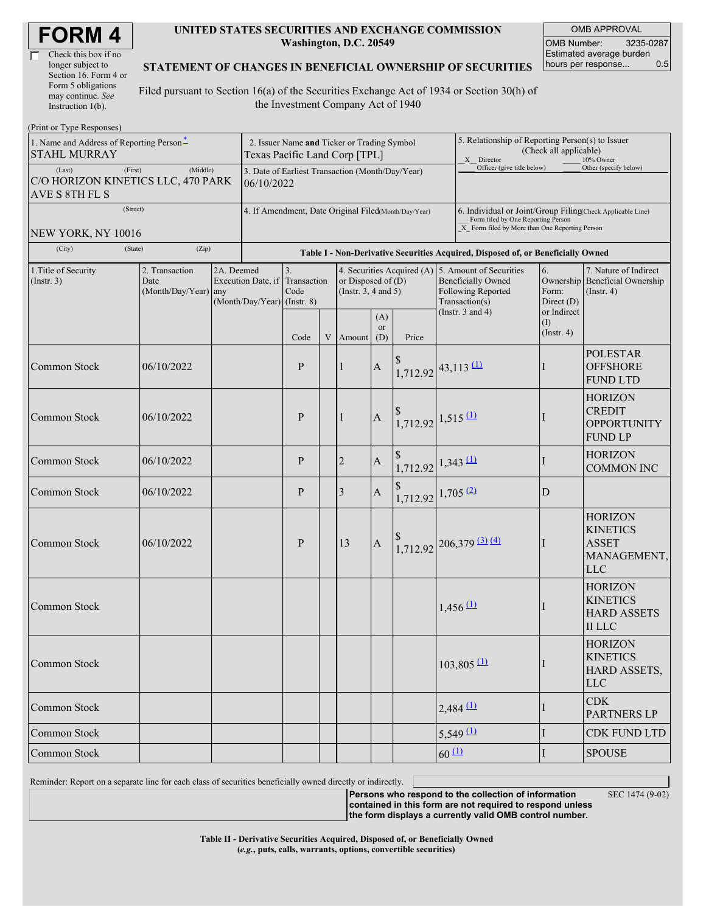# FORM 4

☐ Check this box if no longer subject to Section 16. Form 4 or Form 5 obligations may continue. *See* Instruction 1(b).

**UNITED STATES SECURITIES AND EXCHANGE COMMISSION**
**Washington, D.C. 20549**

**STATEMENT OF CHANGES IN BENEFICIAL OWNERSHIP OF SECURITIES**

Filed pursuant to Section 16(a) of the Securities Exchange Act of 1934 or Section 30(h) of the Investment Company Act of 1940

| OMB APPROVAL | |
|---|---|
| OMB Number: | 3235-0287 |
| Estimated average burden hours per response... | 0.5 |

(Print or Type Responses)

| 1. Name and Address of Reporting Person* | 2. Issuer Name and Ticker or Trading Symbol | 5. Relationship of Reporting Person(s) to Issuer (Check all applicable) |
|---|---|---|
| STAHL MURRAY | Texas Pacific Land Corp [TPL] | X Director ___ 10% Owner ___ Officer (give title below) ___ Other (specify below) |
| (Last) (First) (Middle) C/O HORIZON KINETICS LLC, 470 PARK AVE S 8TH FL S | 3. Date of Earliest Transaction (Month/Day/Year) 06/10/2022 | |
| (Street) NEW YORK, NY 10016 | 4. If Amendment, Date Original Filed(Month/Day/Year) | 6. Individual or Joint/Group Filing(Check Applicable Line) ___ Form filed by One Reporting Person X Form filed by More than One Reporting Person |
| (City) (State) (Zip) | | |

**Table I - Non-Derivative Securities Acquired, Disposed of, or Beneficially Owned**

| 1.Title of Security (Instr. 3) | 2. Transaction Date (Month/Day/Year) | 2A. Deemed Execution Date, if any (Month/Day/Year) | 3. Transaction Code (Instr. 8) | | 4. Securities Acquired (A) or Disposed of (D) (Instr. 3, 4 and 5) | | | 5. Amount of Securities Beneficially Owned Following Reported Transaction(s) (Instr. 3 and 4) | 6. Ownership Form: Direct (D) or Indirect (I) (Instr. 4) | 7. Nature of Indirect Beneficial Ownership (Instr. 4) |
|---|---|---|---|---|---|---|---|---|---|---|
| | | | Code | V | Amount | (A) or (D) | Price | | | |
| Common Stock | 06/10/2022 | | P | | 1 | A | $ 1,712.92 | 43,113 (1) | I | POLESTAR OFFSHORE FUND LTD |
| Common Stock | 06/10/2022 | | P | | 1 | A | $ 1,712.92 | 1,515 (1) | I | HORIZON CREDIT OPPORTUNITY FUND LP |
| Common Stock | 06/10/2022 | | P | | 2 | A | $ 1,712.92 | 1,343 (1) | I | HORIZON COMMON INC |
| Common Stock | 06/10/2022 | | P | | 3 | A | $ 1,712.92 | 1,705 (2) | D | |
| Common Stock | 06/10/2022 | | P | | 13 | A | $ 1,712.92 | 206,379 (3) (4) | I | HORIZON KINETICS ASSET MANAGEMENT, LLC |
| Common Stock | | | | | | | | 1,456 (1) | I | HORIZON KINETICS HARD ASSETS II LLC |
| Common Stock | | | | | | | | 103,805 (1) | I | HORIZON KINETICS HARD ASSETS, LLC |
| Common Stock | | | | | | | | 2,484 (1) | I | CDK PARTNERS LP |
| Common Stock | | | | | | | | 5,549 (1) | I | CDK FUND LTD |
| Common Stock | | | | | | | | 60 (1) | I | SPOUSE |

Reminder: Report on a separate line for each class of securities beneficially owned directly or indirectly.

**Persons who respond to the collection of information contained in this form are not required to respond unless the form displays a currently valid OMB control number.**

SEC 1474 (9-02)

**Table II - Derivative Securities Acquired, Disposed of, or Beneficially Owned**
**(*e.g.*, puts, calls, warrants, options, convertible securities)**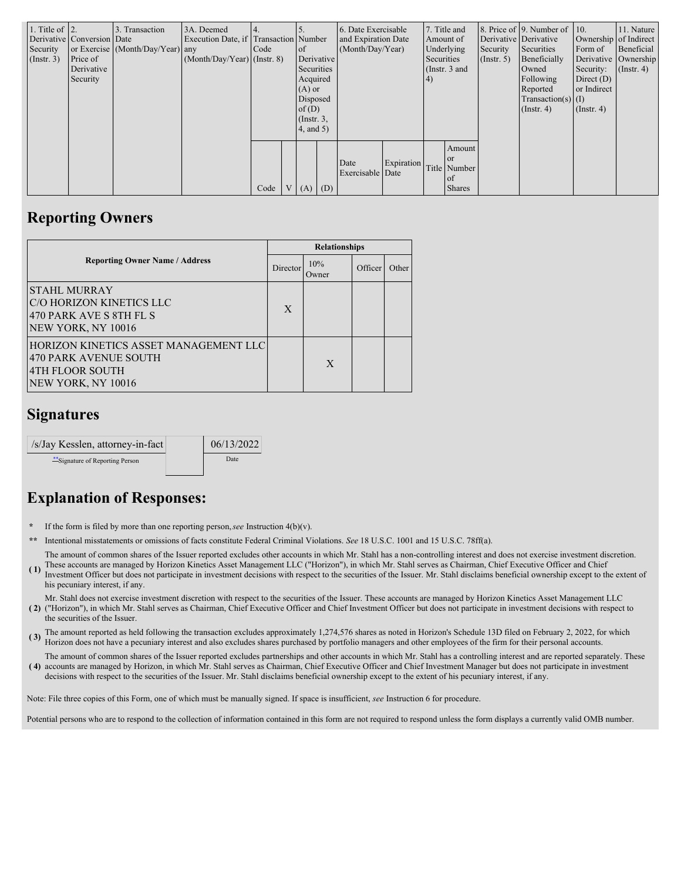| 1. Title of Derivative Security (Instr. 3) | 2. Conversion or Exercise Price of Derivative Security | 3. Transaction Date (Month/Day/Year) | 3A. Deemed Execution Date, if any (Month/Day/Year) | 4. Transaction Code (Instr. 8) | | 5. Number of Derivative Securities Acquired (A) or Disposed of (D) (Instr. 3, 4, and 5) | | 6. Date Exercisable and Expiration Date (Month/Day/Year) | | 7. Title and Amount of Underlying Securities (Instr. 3 and 4) | | 8. Price of Derivative Security (Instr. 5) | 9. Number of Derivative Securities Beneficially Owned Following Reported Transaction(s) (Instr. 4) | 10. Ownership Form of Derivative Security: Direct (D) or Indirect (I) (Instr. 4) | 11. Nature of Indirect Beneficial Ownership (Instr. 4) |
|---|---|---|---|---|---|---|---|---|---|---|---|---|---|---|---|
| | | | | Code | V | (A) | (D) | Date Exercisable | Expiration Date | Title | Amount or Number of Shares | | | | |

## Reporting Owners

| Reporting Owner Name / Address | Relationships | | | |
|---|---|---|---|---|
| | Director | 10% Owner | Officer | Other |
| STAHL MURRAY<br>C/O HORIZON KINETICS LLC<br>470 PARK AVE S 8TH FL S<br>NEW YORK, NY 10016 | X | | | |
| HORIZON KINETICS ASSET MANAGEMENT LLC<br>470 PARK AVENUE SOUTH<br>4TH FLOOR SOUTH<br>NEW YORK, NY 10016 | | X | | |

## Signatures

| /s/Jay Kesslen, attorney-in-fact | | 06/13/2022 |
|---|---|---|
| **Signature of Reporting Person | | Date |

## Explanation of Responses:

\* If the form is filed by more than one reporting person, *see* Instruction 4(b)(v).

\*\* Intentional misstatements or omissions of facts constitute Federal Criminal Violations. *See* 18 U.S.C. 1001 and 15 U.S.C. 78ff(a).

( 1) The amount of common shares of the Issuer reported excludes other accounts in which Mr. Stahl has a non-controlling interest and does not exercise investment discretion. These accounts are managed by Horizon Kinetics Asset Management LLC ("Horizon"), in which Mr. Stahl serves as Chairman, Chief Executive Officer and Chief Investment Officer but does not participate in investment decisions with respect to the securities of the Issuer. Mr. Stahl disclaims beneficial ownership except to the extent of his pecuniary interest, if any.

( 2) Mr. Stahl does not exercise investment discretion with respect to the securities of the Issuer. These accounts are managed by Horizon Kinetics Asset Management LLC ("Horizon"), in which Mr. Stahl serves as Chairman, Chief Executive Officer and Chief Investment Officer but does not participate in investment decisions with respect to the securities of the Issuer.

( 3) The amount reported as held following the transaction excludes approximately 1,274,576 shares as noted in Horizon's Schedule 13D filed on February 2, 2022, for which Horizon does not have a pecuniary interest and also excludes shares purchased by portfolio managers and other employees of the firm for their personal accounts.

( 4) The amount of common shares of the Issuer reported excludes partnerships and other accounts in which Mr. Stahl has a controlling interest and are reported separately. These accounts are managed by Horizon, in which Mr. Stahl serves as Chairman, Chief Executive Officer and Chief Investment Manager but does not participate in investment decisions with respect to the securities of the Issuer. Mr. Stahl disclaims beneficial ownership except to the extent of his pecuniary interest, if any.

Note: File three copies of this Form, one of which must be manually signed. If space is insufficient, *see* Instruction 6 for procedure.

Potential persons who are to respond to the collection of information contained in this form are not required to respond unless the form displays a currently valid OMB number.